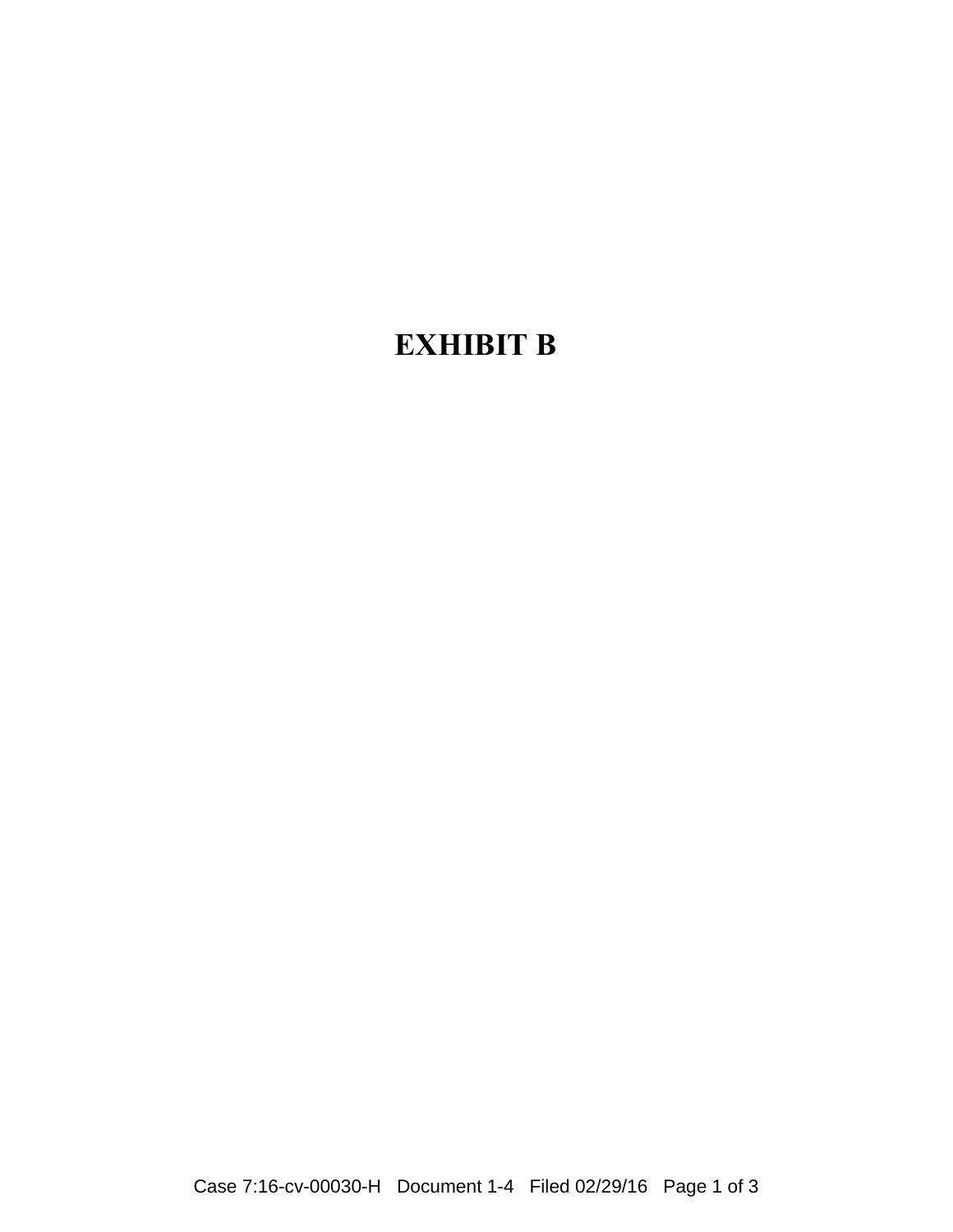# EXHIBIT B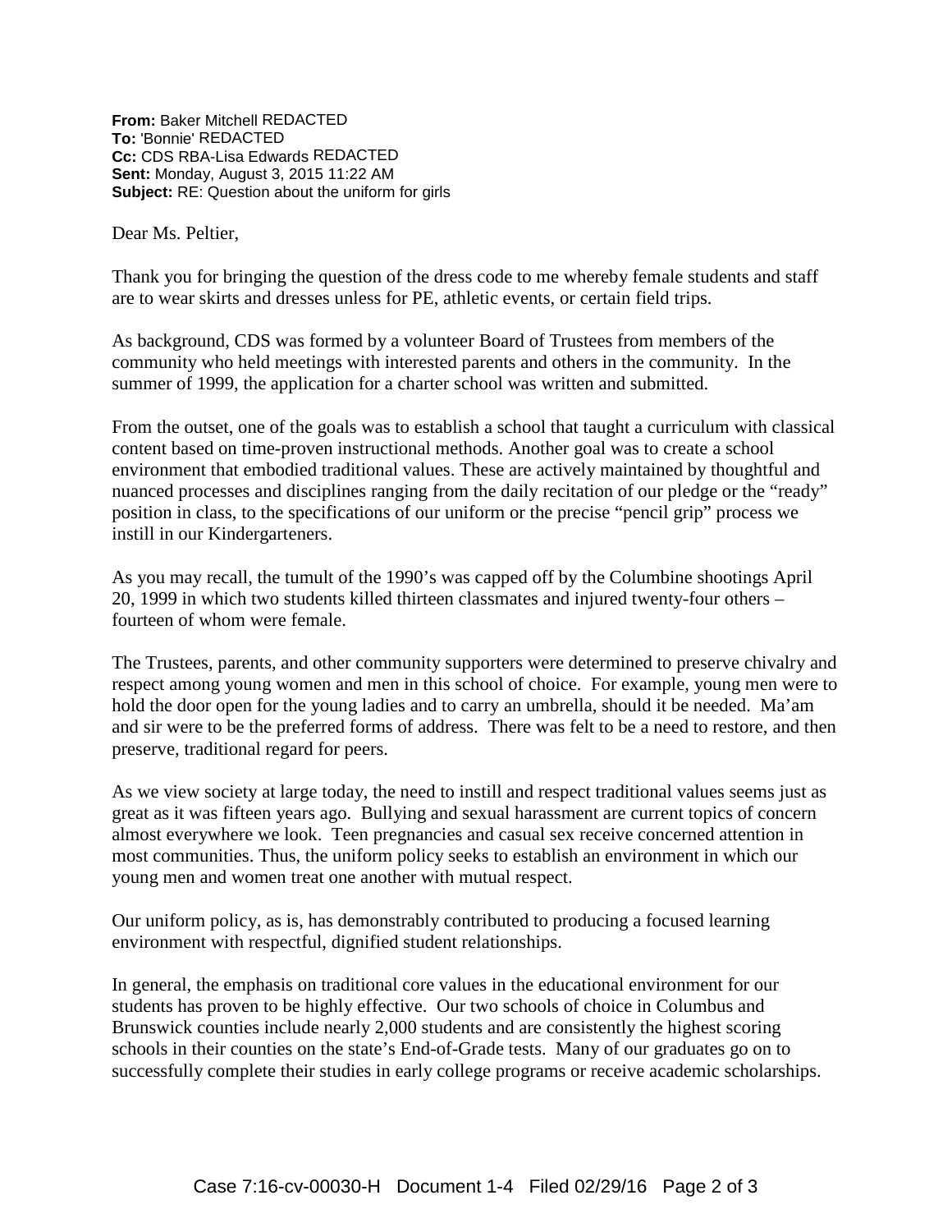**From:** Baker Mitchell REDACTED
**To:** 'Bonnie' REDACTED
**Cc:** CDS RBA-Lisa Edwards REDACTED
**Sent:** Monday, August 3, 2015 11:22 AM
**Subject:** RE: Question about the uniform for girls

Dear Ms. Peltier,

Thank you for bringing the question of the dress code to me whereby female students and staff are to wear skirts and dresses unless for PE, athletic events, or certain field trips.

As background, CDS was formed by a volunteer Board of Trustees from members of the community who held meetings with interested parents and others in the community. In the summer of 1999, the application for a charter school was written and submitted.

From the outset, one of the goals was to establish a school that taught a curriculum with classical content based on time-proven instructional methods. Another goal was to create a school environment that embodied traditional values. These are actively maintained by thoughtful and nuanced processes and disciplines ranging from the daily recitation of our pledge or the "ready" position in class, to the specifications of our uniform or the precise "pencil grip" process we instill in our Kindergarteners.

As you may recall, the tumult of the 1990's was capped off by the Columbine shootings April 20, 1999 in which two students killed thirteen classmates and injured twenty-four others – fourteen of whom were female.

The Trustees, parents, and other community supporters were determined to preserve chivalry and respect among young women and men in this school of choice. For example, young men were to hold the door open for the young ladies and to carry an umbrella, should it be needed. Ma'am and sir were to be the preferred forms of address. There was felt to be a need to restore, and then preserve, traditional regard for peers.

As we view society at large today, the need to instill and respect traditional values seems just as great as it was fifteen years ago. Bullying and sexual harassment are current topics of concern almost everywhere we look. Teen pregnancies and casual sex receive concerned attention in most communities. Thus, the uniform policy seeks to establish an environment in which our young men and women treat one another with mutual respect.

Our uniform policy, as is, has demonstrably contributed to producing a focused learning environment with respectful, dignified student relationships.

In general, the emphasis on traditional core values in the educational environment for our students has proven to be highly effective. Our two schools of choice in Columbus and Brunswick counties include nearly 2,000 students and are consistently the highest scoring schools in their counties on the state's End-of-Grade tests. Many of our graduates go on to successfully complete their studies in early college programs or receive academic scholarships.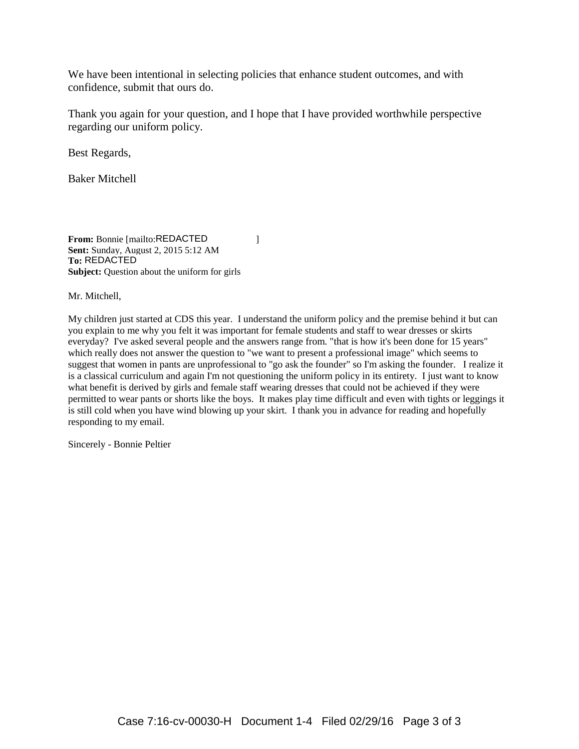We have been intentional in selecting policies that enhance student outcomes, and with confidence, submit that ours do.

Thank you again for your question, and I hope that I have provided worthwhile perspective regarding our uniform policy.

Best Regards,

Baker Mitchell

**From:** Bonnie [mailto:REDACTED ]
**Sent:** Sunday, August 2, 2015 5:12 AM
**To:** REDACTED
**Subject:** Question about the uniform for girls

Mr. Mitchell,

My children just started at CDS this year. I understand the uniform policy and the premise behind it but can you explain to me why you felt it was important for female students and staff to wear dresses or skirts everyday? I've asked several people and the answers range from. "that is how it's been done for 15 years" which really does not answer the question to "we want to present a professional image" which seems to suggest that women in pants are unprofessional to "go ask the founder" so I'm asking the founder. I realize it is a classical curriculum and again I'm not questioning the uniform policy in its entirety. I just want to know what benefit is derived by girls and female staff wearing dresses that could not be achieved if they were permitted to wear pants or shorts like the boys. It makes play time difficult and even with tights or leggings it is still cold when you have wind blowing up your skirt. I thank you in advance for reading and hopefully responding to my email.

Sincerely - Bonnie Peltier